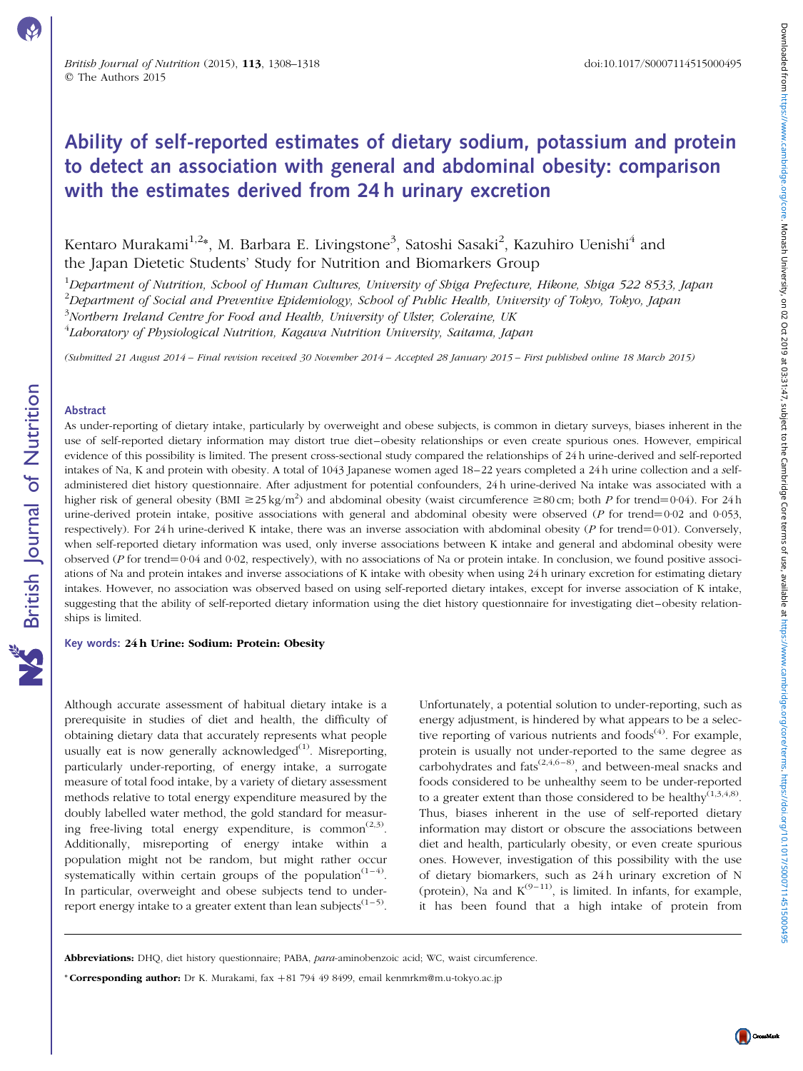# Ability of self-reported estimates of dietary sodium, potassium and protein to detect an association with general and abdominal obesity: comparison with the estimates derived from 24 h urinary excretion

Kentaro Murakami[1,2]*, M. Barbara E. Livingstone[3], Satoshi Sasaki[2], Kazuhiro Uenishi[4] and the Japan Dietetic Students' Study for Nutrition and Biomarkers Group

[1]*Department of Nutrition, School of Human Cultures, University of Shiga Prefecture, Hikone, Shiga 522 8533, Japan*
[2]*Department of Social and Preventive Epidemiology, School of Public Health, University of Tokyo, Tokyo, Japan*
[3]*Northern Ireland Centre for Food and Health, University of Ulster, Coleraine, UK*
[4]*Laboratory of Physiological Nutrition, Kagawa Nutrition University, Saitama, Japan*

*(Submitted 21 August 2014 – Final revision received 30 November 2014 – Accepted 28 January 2015 – First published online 18 March 2015)*

## Abstract

As under-reporting of dietary intake, particularly by overweight and obese subjects, is common in dietary surveys, biases inherent in the use of self-reported dietary information may distort true diet–obesity relationships or even create spurious ones. However, empirical evidence of this possibility is limited. The present cross-sectional study compared the relationships of 24 h urine-derived and self-reported intakes of Na, K and protein with obesity. A total of 1043 Japanese women aged 18–22 years completed a 24 h urine collection and a self-administered diet history questionnaire. After adjustment for potential confounders, 24 h urine-derived Na intake was associated with a higher risk of general obesity (BMI $\geq 25\,kg/m^2$) and abdominal obesity (waist circumference $\geq 80$ cm; both *P* for trend = 0·04). For 24 h urine-derived protein intake, positive associations with general and abdominal obesity were observed (*P* for trend = 0·02 and 0·053, respectively). For 24 h urine-derived K intake, there was an inverse association with abdominal obesity (*P* for trend = 0·01). Conversely, when self-reported dietary information was used, only inverse associations between K intake and general and abdominal obesity were observed (*P* for trend = 0·04 and 0·02, respectively), with no associations of Na or protein intake. In conclusion, we found positive associations of Na and protein intakes and inverse associations of K intake with obesity when using 24 h urinary excretion for estimating dietary intakes. However, no association was observed based on using self-reported dietary intakes, except for inverse association of K intake, suggesting that the ability of self-reported dietary information using the diet history questionnaire for investigating diet–obesity relationships is limited.

**Key words:** **24 h Urine: Sodium: Protein: Obesity**

Although accurate assessment of habitual dietary intake is a prerequisite in studies of diet and health, the difficulty of obtaining dietary data that accurately represents what people usually eat is now generally acknowledged[1]. Misreporting, particularly under-reporting, of energy intake, a surrogate measure of total food intake, by a variety of dietary assessment methods relative to total energy expenditure measured by the doubly labelled water method, the gold standard for measuring free-living total energy expenditure, is common[2,3]. Additionally, misreporting of energy intake within a population might not be random, but might rather occur systematically within certain groups of the population[1–4]. In particular, overweight and obese subjects tend to under-report energy intake to a greater extent than lean subjects[1–5]. Unfortunately, a potential solution to under-reporting, such as energy adjustment, is hindered by what appears to be a selective reporting of various nutrients and foods[4]. For example, protein is usually not under-reported to the same degree as carbohydrates and fats[2,4,6–8], and between-meal snacks and foods considered to be unhealthy seem to be under-reported to a greater extent than those considered to be healthy[1,3,4,8]. Thus, biases inherent in the use of self-reported dietary information may distort or obscure the associations between diet and health, particularly obesity, or even create spurious ones. However, investigation of this possibility with the use of dietary biomarkers, such as 24 h urinary excretion of N (protein), Na and K[9–11], is limited. In infants, for example, it has been found that a high intake of protein from

**Abbreviations:** DHQ, diet history questionnaire; PABA, *para*-aminobenzoic acid; WC, waist circumference.

***Corresponding author:** Dr K. Murakami, fax +81 794 49 8499, email kenmrkm@m.u-tokyo.ac.jp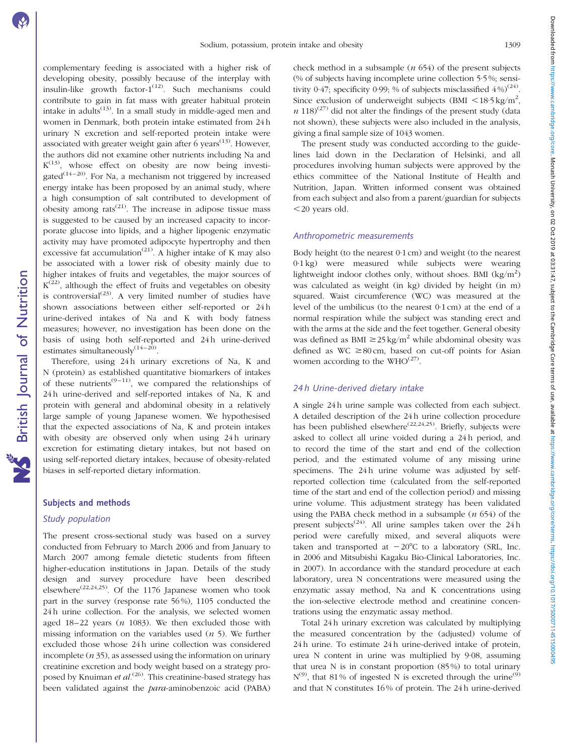complementary feeding is associated with a higher risk of developing obesity, possibly because of the interplay with insulin-like growth factor-1[12]. Such mechanisms could contribute to gain in fat mass with greater habitual protein intake in adults[13]. In a small study in middle-aged men and women in Denmark, both protein intake estimated from 24 h urinary N excretion and self-reported protein intake were associated with greater weight gain after 6 years[13]. However, the authors did not examine other nutrients including Na and K[13], whose effect on obesity are now being investigated[14–20]. For Na, a mechanism not triggered by increased energy intake has been proposed by an animal study, where a high consumption of salt contributed to development of obesity among rats[21]. The increase in adipose tissue mass is suggested to be caused by an increased capacity to incorporate glucose into lipids, and a higher lipogenic enzymatic activity may have promoted adipocyte hypertrophy and then excessive fat accumulation[21]. A higher intake of K may also be associated with a lower risk of obesity mainly due to higher intakes of fruits and vegetables, the major sources of K[22], although the effect of fruits and vegetables on obesity is controversial[23]. A very limited number of studies have shown associations between either self-reported or 24 h urine-derived intakes of Na and K with body fatness measures; however, no investigation has been done on the basis of using both self-reported and 24 h urine-derived estimates simultaneously[14–20].

Therefore, using 24 h urinary excretions of Na, K and N (protein) as established quantitative biomarkers of intakes of these nutrients[9–11], we compared the relationships of 24 h urine-derived and self-reported intakes of Na, K and protein with general and abdominal obesity in a relatively large sample of young Japanese women. We hypothesised that the expected associations of Na, K and protein intakes with obesity are observed only when using 24 h urinary excretion for estimating dietary intakes, but not based on using self-reported dietary intakes, because of obesity-related biases in self-reported dietary information.

## Subjects and methods

### Study population

The present cross-sectional study was based on a survey conducted from February to March 2006 and from January to March 2007 among female dietetic students from fifteen higher-education institutions in Japan. Details of the study design and survey procedure have been described elsewhere[22,24,25]. Of the 1176 Japanese women who took part in the survey (response rate 56 %), 1105 conducted the 24 h urine collection. For the analysis, we selected women aged 18–22 years (*n* 1083). We then excluded those with missing information on the variables used (*n* 5). We further excluded those whose 24 h urine collection was considered incomplete (*n* 35), as assessed using the information on urinary creatinine excretion and body weight based on a strategy proposed by Knuiman *et al.*[26]. This creatinine-based strategy has been validated against the *para*-aminobenzoic acid (PABA) check method in a subsample (*n* 654) of the present subjects (% of subjects having incomplete urine collection 5·5 %; sensitivity 0·47; specificity 0·99; % of subjects misclassified 4 %)[24]. Since exclusion of underweight subjects (BMI $<18·5\,kg/m^2$, *n* 118)[27] did not alter the findings of the present study (data not shown), these subjects were also included in the analysis, giving a final sample size of 1043 women.

The present study was conducted according to the guidelines laid down in the Declaration of Helsinki, and all procedures involving human subjects were approved by the ethics committee of the National Institute of Health and Nutrition, Japan. Written informed consent was obtained from each subject and also from a parent/guardian for subjects <20 years old.

### Anthropometric measurements

Body height (to the nearest 0·1 cm) and weight (to the nearest 0·1 kg) were measured while subjects were wearing lightweight indoor clothes only, without shoes. BMI ($kg/m^2$) was calculated as weight (in kg) divided by height (in m) squared. Waist circumference (WC) was measured at the level of the umbilicus (to the nearest 0·1 cm) at the end of a normal respiration while the subject was standing erect and with the arms at the side and the feet together. General obesity was defined as BMI $\geq 25\,kg/m^2$ while abdominal obesity was defined as WC ≥80 cm, based on cut-off points for Asian women according to the WHO[27].

### 24 h Urine-derived dietary intake

A single 24 h urine sample was collected from each subject. A detailed description of the 24 h urine collection procedure has been published elsewhere[22,24,25]. Briefly, subjects were asked to collect all urine voided during a 24 h period, and to record the time of the start and end of the collection period, and the estimated volume of any missing urine specimens. The 24 h urine volume was adjusted by self-reported collection time (calculated from the self-reported time of the start and end of the collection period) and missing urine volume. This adjustment strategy has been validated using the PABA check method in a subsample (*n* 654) of the present subjects[24]. All urine samples taken over the 24 h period were carefully mixed, and several aliquots were taken and transported at −20°C to a laboratory (SRL, Inc. in 2006 and Mitsubishi Kagaku Bio-Clinical Laboratories, Inc. in 2007). In accordance with the standard procedure at each laboratory, urea N concentrations were measured using the enzymatic assay method, Na and K concentrations using the ion-selective electrode method and creatinine concentrations using the enzymatic assay method.

Total 24 h urinary excretion was calculated by multiplying the measured concentration by the (adjusted) volume of 24 h urine. To estimate 24 h urine-derived intake of protein, urea N content in urine was multiplied by 9·08, assuming that urea N is in constant proportion (85 %) to total urinary N[9], that 81 % of ingested N is excreted through the urine[9] and that N constitutes 16 % of protein. The 24 h urine-derived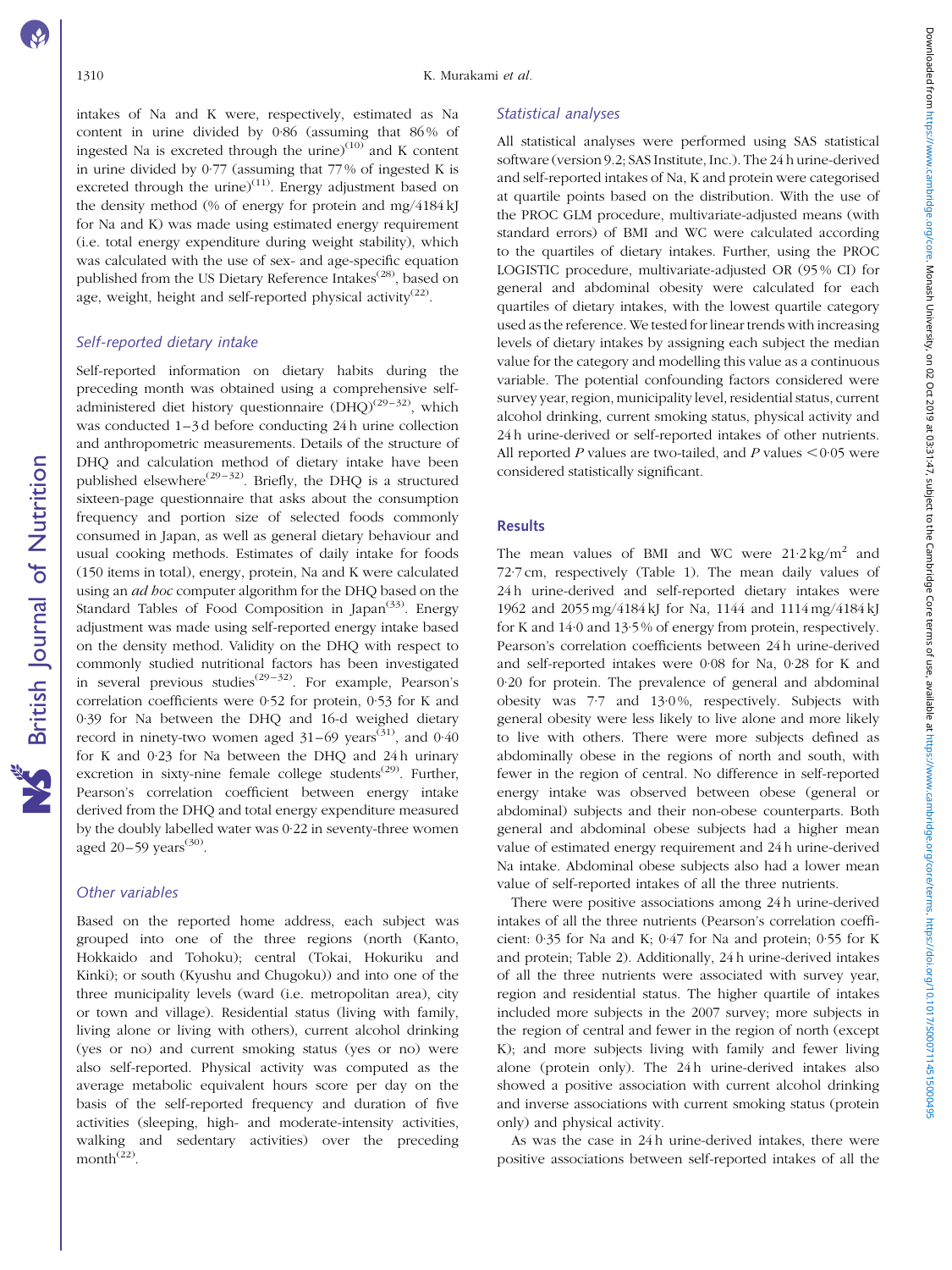intakes of Na and K were, respectively, estimated as Na content in urine divided by 0·86 (assuming that 86 % of ingested Na is excreted through the urine)[10] and K content in urine divided by 0·77 (assuming that 77 % of ingested K is excreted through the urine)[11]. Energy adjustment based on the density method (% of energy for protein and mg/4184 kJ for Na and K) was made using estimated energy requirement (i.e. total energy expenditure during weight stability), which was calculated with the use of sex- and age-specific equation published from the US Dietary Reference Intakes[28], based on age, weight, height and self-reported physical activity[22].

### *Self-reported dietary intake*

Self-reported information on dietary habits during the preceding month was obtained using a comprehensive self-administered diet history questionnaire (DHQ)[29–32], which was conducted 1–3 d before conducting 24 h urine collection and anthropometric measurements. Details of the structure of DHQ and calculation method of dietary intake have been published elsewhere[29–32]. Briefly, the DHQ is a structured sixteen-page questionnaire that asks about the consumption frequency and portion size of selected foods commonly consumed in Japan, as well as general dietary behaviour and usual cooking methods. Estimates of daily intake for foods (150 items in total), energy, protein, Na and K were calculated using an *ad hoc* computer algorithm for the DHQ based on the Standard Tables of Food Composition in Japan[33]. Energy adjustment was made using self-reported energy intake based on the density method. Validity on the DHQ with respect to commonly studied nutritional factors has been investigated in several previous studies[29–32]. For example, Pearson's correlation coefficients were 0·52 for protein, 0·53 for K and 0·39 for Na between the DHQ and 16-d weighed dietary record in ninety-two women aged 31–69 years[31], and 0·40 for K and 0·23 for Na between the DHQ and 24 h urinary excretion in sixty-nine female college students[29]. Further, Pearson's correlation coefficient between energy intake derived from the DHQ and total energy expenditure measured by the doubly labelled water was 0·22 in seventy-three women aged 20–59 years[30].

### *Other variables*

Based on the reported home address, each subject was grouped into one of the three regions (north (Kanto, Hokkaido and Tohoku); central (Tokai, Hokuriku and Kinki); or south (Kyushu and Chugoku)) and into one of the three municipality levels (ward (i.e. metropolitan area), city or town and village). Residential status (living with family, living alone or living with others), current alcohol drinking (yes or no) and current smoking status (yes or no) were also self-reported. Physical activity was computed as the average metabolic equivalent hours score per day on the basis of the self-reported frequency and duration of five activities (sleeping, high- and moderate-intensity activities, walking and sedentary activities) over the preceding month[22].

### *Statistical analyses*

All statistical analyses were performed using SAS statistical software (version 9.2; SAS Institute, Inc.). The 24 h urine-derived and self-reported intakes of Na, K and protein were categorised at quartile points based on the distribution. With the use of the PROC GLM procedure, multivariate-adjusted means (with standard errors) of BMI and WC were calculated according to the quartiles of dietary intakes. Further, using the PROC LOGISTIC procedure, multivariate-adjusted OR (95 % CI) for general and abdominal obesity were calculated for each quartiles of dietary intakes, with the lowest quartile category used as the reference. We tested for linear trends with increasing levels of dietary intakes by assigning each subject the median value for the category and modelling this value as a continuous variable. The potential confounding factors considered were survey year, region, municipality level, residential status, current alcohol drinking, current smoking status, physical activity and 24 h urine-derived or self-reported intakes of other nutrients. All reported *P* values are two-tailed, and *P* values $<0·05$ were considered statistically significant.

## Results

The mean values of BMI and WC were 21·2 kg/m$^2$ and 72·7 cm, respectively (Table 1). The mean daily values of 24 h urine-derived and self-reported dietary intakes were 1962 and 2055 mg/4184 kJ for Na, 1144 and 1114 mg/4184 kJ for K and 14·0 and 13·5 % of energy from protein, respectively. Pearson's correlation coefficients between 24 h urine-derived and self-reported intakes were 0·08 for Na, 0·28 for K and 0·20 for protein. The prevalence of general and abdominal obesity was 7·7 and 13·0 %, respectively. Subjects with general obesity were less likely to live alone and more likely to live with others. There were more subjects defined as abdominally obese in the regions of north and south, with fewer in the region of central. No difference in self-reported energy intake was observed between obese (general or abdominal) subjects and their non-obese counterparts. Both general and abdominal obese subjects had a higher mean value of estimated energy requirement and 24 h urine-derived Na intake. Abdominal obese subjects also had a lower mean value of self-reported intakes of all the three nutrients.

There were positive associations among 24 h urine-derived intakes of all the three nutrients (Pearson's correlation coefficient: 0·35 for Na and K; 0·47 for Na and protein; 0·55 for K and protein; Table 2). Additionally, 24 h urine-derived intakes of all the three nutrients were associated with survey year, region and residential status. The higher quartile of intakes included more subjects in the 2007 survey; more subjects in the region of central and fewer in the region of north (except K); and more subjects living with family and fewer living alone (protein only). The 24 h urine-derived intakes also showed a positive association with current alcohol drinking and inverse associations with current smoking status (protein only) and physical activity.

As was the case in 24 h urine-derived intakes, there were positive associations between self-reported intakes of all the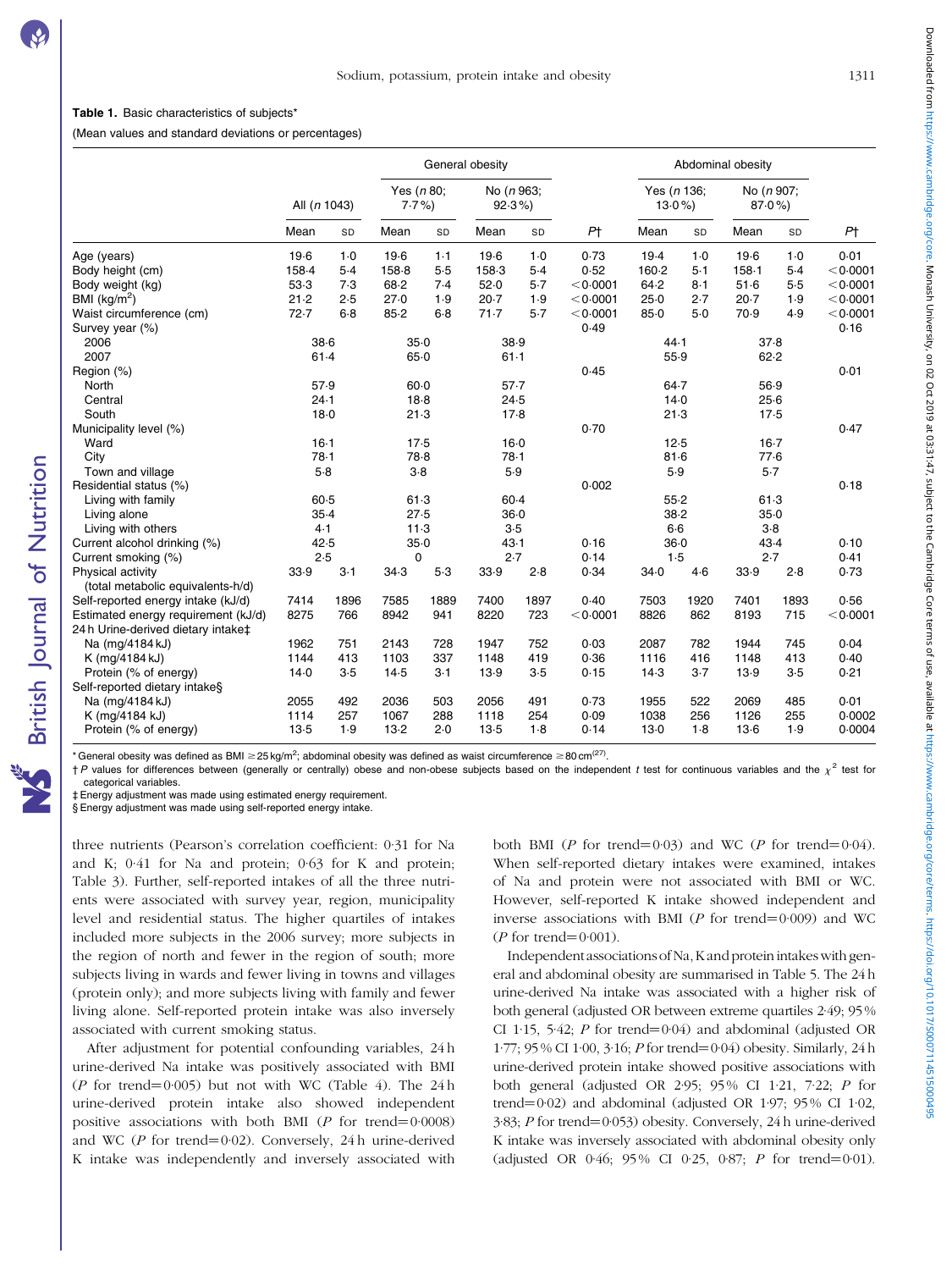**Table 1.** Basic characteristics of subjects*

(Mean values and standard deviations or percentages)

| | All (n 1043) | | General obesity | | | | | Abdominal obesity | | | | |
|---|---|---|---|---|---|---|---|---|---|---|---|---|
| | | | Yes (n 80; 7·7 %) | | No (n 963; 92·3 %) | | | Yes (n 136; 13·0 %) | | No (n 907; 87·0 %) | | |
| | Mean | SD | Mean | SD | Mean | SD | P† | Mean | SD | Mean | SD | P† |
| Age (years) | 19·6 | 1·0 | 19·6 | 1·1 | 19·6 | 1·0 | 0·73 | 19·4 | 1·0 | 19·6 | 1·0 | 0·01 |
| Body height (cm) | 158·4 | 5·4 | 158·8 | 5·5 | 158·3 | 5·4 | 0·52 | 160·2 | 5·1 | 158·1 | 5·4 | < 0·0001 |
| Body weight (kg) | 53·3 | 7·3 | 68·2 | 7·4 | 52·0 | 5·7 | < 0·0001 | 64·2 | 8·1 | 51·6 | 5·5 | < 0·0001 |
| BMI ($kg/m^2$) | 21·2 | 2·5 | 27·0 | 1·9 | 20·7 | 1·9 | < 0·0001 | 25·0 | 2·7 | 20·7 | 1·9 | < 0·0001 |
| Waist circumference (cm) | 72·7 | 6·8 | 85·2 | 6·8 | 71·7 | 5·7 | < 0·0001 | 85·0 | 5·0 | 70·9 | 4·9 | < 0·0001 |
| Survey year (%) | | | | | | | 0·49 | | | | | 0·16 |
| 2006 | 38·6 | | 35·0 | | 38·9 | | | 44·1 | | 37·8 | | |
| 2007 | 61·4 | | 65·0 | | 61·1 | | | 55·9 | | 62·2 | | |
| Region (%) | | | | | | | 0·45 | | | | | 0·01 |
| North | 57·9 | | 60·0 | | 57·7 | | | 64·7 | | 56·9 | | |
| Central | 24·1 | | 18·8 | | 24·5 | | | 14·0 | | 25·6 | | |
| South | 18·0 | | 21·3 | | 17·8 | | | 21·3 | | 17·5 | | |
| Municipality level (%) | | | | | | | 0·70 | | | | | 0·47 |
| Ward | 16·1 | | 17·5 | | 16·0 | | | 12·5 | | 16·7 | | |
| City | 78·1 | | 78·8 | | 78·1 | | | 81·6 | | 77·6 | | |
| Town and village | 5·8 | | 3·8 | | 5·9 | | | 5·9 | | 5·7 | | |
| Residential status (%) | | | | | | | 0·002 | | | | | 0·18 |
| Living with family | 60·5 | | 61·3 | | 60·4 | | | 55·2 | | 61·3 | | |
| Living alone | 35·4 | | 27·5 | | 36·0 | | | 38·2 | | 35·0 | | |
| Living with others | 4·1 | | 11·3 | | 3·5 | | | 6·6 | | 3·8 | | |
| Current alcohol drinking (%) | 42·5 | | 35·0 | | 43·1 | | 0·16 | 36·0 | | 43·4 | | 0·10 |
| Current smoking (%) | 2·5 | | 0 | | 2·7 | | 0·14 | 1·5 | | 2·7 | | 0·41 |
| Physical activity (total metabolic equivalents-h/d) | 33·9 | 3·1 | 34·3 | 5·3 | 33·9 | 2·8 | 0·34 | 34·0 | 4·6 | 33·9 | 2·8 | 0·73 |
| Self-reported energy intake (kJ/d) | 7414 | 1896 | 7585 | 1889 | 7400 | 1897 | 0·40 | 7503 | 1920 | 7401 | 1893 | 0·56 |
| Estimated energy requirement (kJ/d) | 8275 | 766 | 8942 | 941 | 8220 | 723 | < 0·0001 | 8826 | 862 | 8193 | 715 | < 0·0001 |
| 24 h Urine-derived dietary intake‡ | | | | | | | | | | | | |
| Na (mg/4184 kJ) | 1962 | 751 | 2143 | 728 | 1947 | 752 | 0·03 | 2087 | 782 | 1944 | 745 | 0·04 |
| K (mg/4184 kJ) | 1144 | 413 | 1103 | 337 | 1148 | 419 | 0·36 | 1116 | 416 | 1148 | 413 | 0·40 |
| Protein (% of energy) | 14·0 | 3·5 | 14·5 | 3·1 | 13·9 | 3·5 | 0·15 | 14·3 | 3·7 | 13·9 | 3·5 | 0·21 |
| Self-reported dietary intake§ | | | | | | | | | | | | |
| Na (mg/4184 kJ) | 2055 | 492 | 2036 | 503 | 2056 | 491 | 0·73 | 1955 | 522 | 2069 | 485 | 0·01 |
| K (mg/4184 kJ) | 1114 | 257 | 1067 | 288 | 1118 | 254 | 0·09 | 1038 | 256 | 1126 | 255 | 0·0002 |
| Protein (% of energy) | 13·5 | 1·9 | 13·2 | 2·0 | 13·5 | 1·8 | 0·14 | 13·0 | 1·8 | 13·6 | 1·9 | 0·0004 |

\* General obesity was defined as BMI ≥ 25 $kg/m^2$; abdominal obesity was defined as waist circumference ≥ 80 cm[27].

† P values for differences between (generally or centrally) obese and non-obese subjects based on the independent t test for continuous variables and the $\chi^2$ test for categorical variables.

‡ Energy adjustment was made using estimated energy requirement.

§ Energy adjustment was made using self-reported energy intake.

three nutrients (Pearson's correlation coefficient: 0·31 for Na and K; 0·41 for Na and protein; 0·63 for K and protein; Table 3). Further, self-reported intakes of all the three nutrients were associated with survey year, region, municipality level and residential status. The higher quartiles of intakes included more subjects in the 2006 survey; more subjects in the region of north and fewer in the region of south; more subjects living in wards and fewer living in towns and villages (protein only); and more subjects living with family and fewer living alone. Self-reported protein intake was also inversely associated with current smoking status.

After adjustment for potential confounding variables, 24 h urine-derived Na intake was positively associated with BMI (P for trend = 0·005) but not with WC (Table 4). The 24 h urine-derived protein intake also showed independent positive associations with both BMI (P for trend = 0·0008) and WC (P for trend = 0·02). Conversely, 24 h urine-derived K intake was independently and inversely associated with both BMI (P for trend = 0·03) and WC (P for trend = 0·04). When self-reported dietary intakes were examined, intakes of Na and protein were not associated with BMI or WC. However, self-reported K intake showed independent and inverse associations with BMI (P for trend = 0·009) and WC (P for trend = 0·001).

Independent associations of Na, K and protein intakes with general and abdominal obesity are summarised in Table 5. The 24 h urine-derived Na intake was associated with a higher risk of both general (adjusted OR between extreme quartiles 2·49; 95 % CI 1·15, 5·42; P for trend = 0·04) and abdominal (adjusted OR 1·77; 95 % CI 1·00, 3·16; P for trend = 0·04) obesity. Similarly, 24 h urine-derived protein intake showed positive associations with both general (adjusted OR 2·95; 95 % CI 1·21, 7·22; P for trend = 0·02) and abdominal (adjusted OR 1·97; 95 % CI 1·02, 3·83; P for trend = 0·053) obesity. Conversely, 24 h urine-derived K intake was inversely associated with abdominal obesity only (adjusted OR 0·46; 95 % CI 0·25, 0·87; P for trend = 0·01).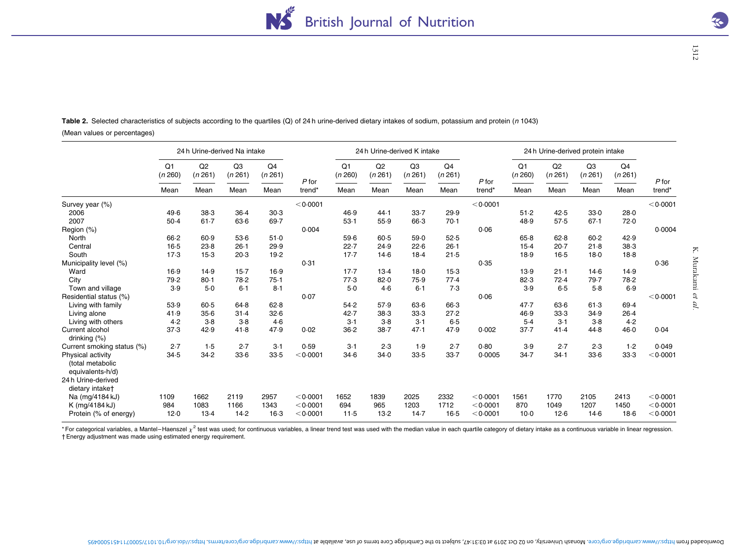**Table 2.** Selected characteristics of subjects according to the quartiles (Q) of 24 h urine-derived dietary intakes of sodium, potassium and protein (*n* 1043)

(Mean values or percentages)

| | 24 h Urine-derived Na intake | | | | | 24 h Urine-derived K intake | | | | | 24 h Urine-derived protein intake | | | | |
|---|---|---|---|---|---|---|---|---|---|---|---|---|---|---|---|
| | Q1 (*n* 260) | Q2 (*n* 261) | Q3 (*n* 261) | Q4 (*n* 261) | | Q1 (*n* 260) | Q2 (*n* 261) | Q3 (*n* 261) | Q4 (*n* 261) | | Q1 (*n* 260) | Q2 (*n* 261) | Q3 (*n* 261) | Q4 (*n* 261) | |
| | Mean | Mean | Mean | Mean | *P* for trend* | Mean | Mean | Mean | Mean | *P* for trend* | Mean | Mean | Mean | Mean | *P* for trend* |
| Survey year (%) | | | | | <0·0001 | | | | | <0·0001 | | | | | <0·0001 |
| 2006 | 49·6 | 38·3 | 36·4 | 30·3 | | 46·9 | 44·1 | 33·7 | 29·9 | | 51·2 | 42·5 | 33·0 | 28·0 | |
| 2007 | 50·4 | 61·7 | 63·6 | 69·7 | | 53·1 | 55·9 | 66·3 | 70·1 | | 48·9 | 57·5 | 67·1 | 72·0 | |
| Region (%) | | | | | 0·004 | | | | | 0·06 | | | | | 0·0004 |
| North | 66·2 | 60·9 | 53·6 | 51·0 | | 59·6 | 60·5 | 59·0 | 52·5 | | 65·8 | 62·8 | 60·2 | 42·9 | |
| Central | 16·5 | 23·8 | 26·1 | 29·9 | | 22·7 | 24·9 | 22·6 | 26·1 | | 15·4 | 20·7 | 21·8 | 38·3 | |
| South | 17·3 | 15·3 | 20·3 | 19·2 | | 17·7 | 14·6 | 18·4 | 21·5 | | 18·9 | 16·5 | 18·0 | 18·8 | |
| Municipality level (%) | | | | | 0·31 | | | | | 0·35 | | | | | 0·36 |
| Ward | 16·9 | 14·9 | 15·7 | 16·9 | | 17·7 | 13·4 | 18·0 | 15·3 | | 13·9 | 21·1 | 14·6 | 14·9 | |
| City | 79·2 | 80·1 | 78·2 | 75·1 | | 77·3 | 82·0 | 75·9 | 77·4 | | 82·3 | 72·4 | 79·7 | 78·2 | |
| Town and village | 3·9 | 5·0 | 6·1 | 8·1 | | 5·0 | 4·6 | 6·1 | 7·3 | | 3·9 | 6·5 | 5·8 | 6·9 | |
| Residential status (%) | | | | | 0·07 | | | | | 0·06 | | | | | <0·0001 |
| Living with family | 53·9 | 60·5 | 64·8 | 62·8 | | 54·2 | 57·9 | 63·6 | 66·3 | | 47·7 | 63·6 | 61·3 | 69·4 | |
| Living alone | 41·9 | 35·6 | 31·4 | 32·6 | | 42·7 | 38·3 | 33·3 | 27·2 | | 46·9 | 33·3 | 34·9 | 26·4 | |
| Living with others | 4·2 | 3·8 | 3·8 | 4·6 | | 3·1 | 3·8 | 3·1 | 6·5 | | 5·4 | 3·1 | 3·8 | 4·2 | |
| Current alcohol drinking (%) | 37·3 | 42·9 | 41·8 | 47·9 | 0·02 | 36·2 | 38·7 | 47·1 | 47·9 | 0·002 | 37·7 | 41·4 | 44·8 | 46·0 | 0·04 |
| Current smoking status (%) | 2·7 | 1·5 | 2·7 | 3·1 | 0·59 | 3·1 | 2·3 | 1·9 | 2·7 | 0·80 | 3·9 | 2·7 | 2·3 | 1·2 | 0·049 |
| Physical activity (total metabolic equivalents-h/d) | 34·5 | 34·2 | 33·6 | 33·5 | <0·0001 | 34·6 | 34·0 | 33·5 | 33·7 | 0·0005 | 34·7 | 34·1 | 33·6 | 33·3 | <0·0001 |
| 24 h Urine-derived dietary intake† | | | | | | | | | | | | | | | |
| Na (mg/4184 kJ) | 1109 | 1662 | 2119 | 2957 | <0·0001 | 1652 | 1839 | 2025 | 2332 | <0·0001 | 1561 | 1770 | 2105 | 2413 | <0·0001 |
| K (mg/4184 kJ) | 984 | 1083 | 1166 | 1343 | <0·0001 | 694 | 965 | 1203 | 1712 | <0·0001 | 870 | 1049 | 1207 | 1450 | <0·0001 |
| Protein (% of energy) | 12·0 | 13·4 | 14·2 | 16·3 | <0·0001 | 11·5 | 13·2 | 14·7 | 16·5 | <0·0001 | 10·0 | 12·6 | 14·6 | 18·6 | <0·0001 |

\* For categorical variables, a Mantel–Haenszel $\chi^2$ test was used; for continuous variables, a linear trend test was used with the median value in each quartile category of dietary intake as a continuous variable in linear regression.
† Energy adjustment was made using estimated energy requirement.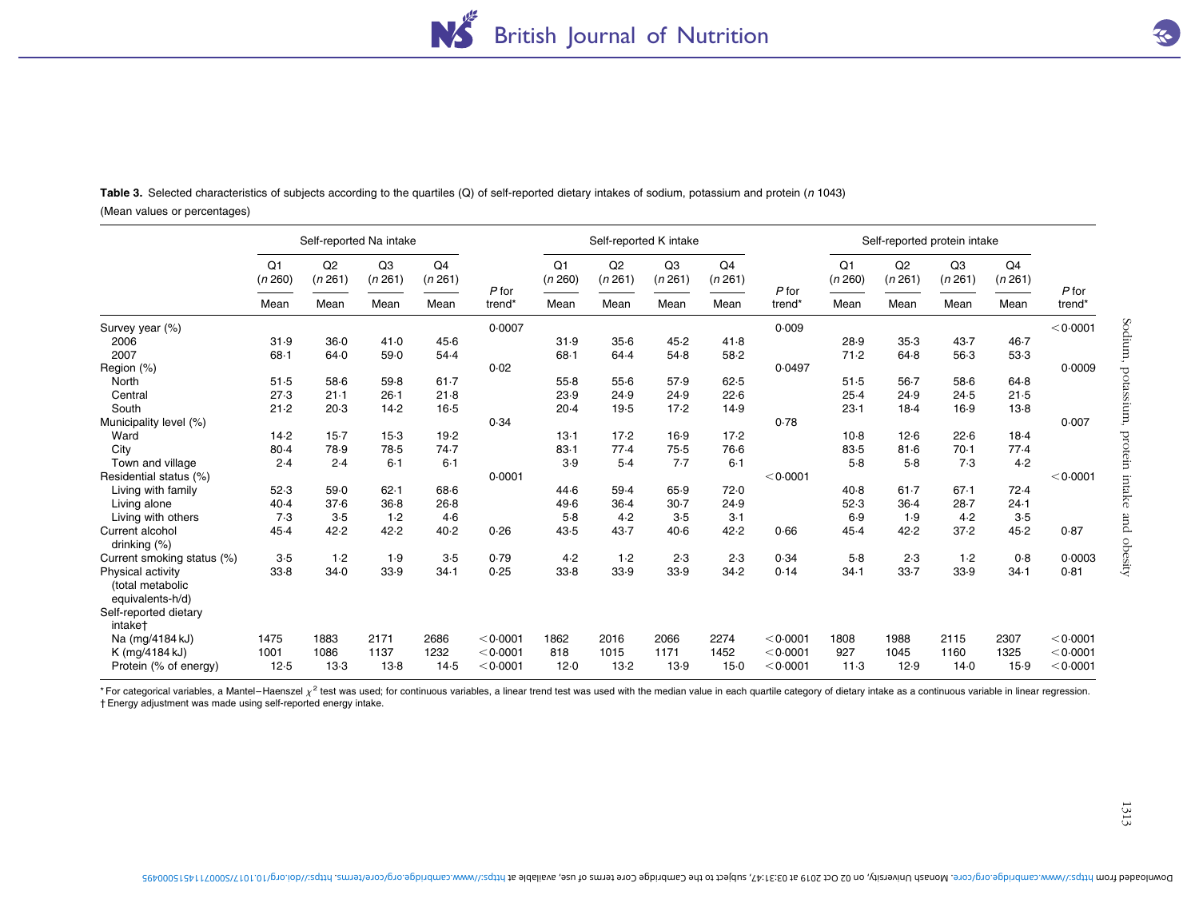**Table 3.** Selected characteristics of subjects according to the quartiles (Q) of self-reported dietary intakes of sodium, potassium and protein (*n* 1043)

(Mean values or percentages)

| | Self-reported Na intake | | | | | Self-reported K intake | | | | | Self-reported protein intake | | | | |
|---|---|---|---|---|---|---|---|---|---|---|---|---|---|---|---|
| | Q1 (*n* 260) | Q2 (*n* 261) | Q3 (*n* 261) | Q4 (*n* 261) | *P* for trend* | Q1 (*n* 260) | Q2 (*n* 261) | Q3 (*n* 261) | Q4 (*n* 261) | *P* for trend* | Q1 (*n* 260) | Q2 (*n* 261) | Q3 (*n* 261) | Q4 (*n* 261) | *P* for trend* |
| | Mean | Mean | Mean | Mean | | Mean | Mean | Mean | Mean | | Mean | Mean | Mean | Mean | |
| Survey year (%) | | | | | 0·0007 | | | | | 0·009 | | | | | <0·0001 |
| 2006 | 31·9 | 36·0 | 41·0 | 45·6 | | 31·9 | 35·6 | 45·2 | 41·8 | | 28·9 | 35·3 | 43·7 | 46·7 | |
| 2007 | 68·1 | 64·0 | 59·0 | 54·4 | | 68·1 | 64·4 | 54·8 | 58·2 | | 71·2 | 64·8 | 56·3 | 53·3 | |
| Region (%) | | | | | 0·02 | | | | | 0·0497 | | | | | 0·0009 |
| North | 51·5 | 58·6 | 59·8 | 61·7 | | 55·8 | 55·6 | 57·9 | 62·5 | | 51·5 | 56·7 | 58·6 | 64·8 | |
| Central | 27·3 | 21·1 | 26·1 | 21·8 | | 23·9 | 24·9 | 24·9 | 22·6 | | 25·4 | 24·9 | 24·5 | 21·5 | |
| South | 21·2 | 20·3 | 14·2 | 16·5 | | 20·4 | 19·5 | 17·2 | 14·9 | | 23·1 | 18·4 | 16·9 | 13·8 | |
| Municipality level (%) | | | | | 0·34 | | | | | 0·78 | | | | | 0·007 |
| Ward | 14·2 | 15·7 | 15·3 | 19·2 | | 13·1 | 17·2 | 16·9 | 17·2 | | 10·8 | 12·6 | 22·6 | 18·4 | |
| City | 80·4 | 78·9 | 78·5 | 74·7 | | 83·1 | 77·4 | 75·5 | 76·6 | | 83·5 | 81·6 | 70·1 | 77·4 | |
| Town and village | 2·4 | 2·4 | 6·1 | 6·1 | | 3·9 | 5·4 | 7·7 | 6·1 | | 5·8 | 5·8 | 7·3 | 4·2 | |
| Residential status (%) | | | | | 0·0001 | | | | | <0·0001 | | | | | <0·0001 |
| Living with family | 52·3 | 59·0 | 62·1 | 68·6 | | 44·6 | 59·4 | 65·9 | 72·0 | | 40·8 | 61·7 | 67·1 | 72·4 | |
| Living alone | 40·4 | 37·6 | 36·8 | 26·8 | | 49·6 | 36·4 | 30·7 | 24·9 | | 52·3 | 36·4 | 28·7 | 24·1 | |
| Living with others | 7·3 | 3·5 | 1·2 | 4·6 | | 5·8 | 4·2 | 3·5 | 3·1 | | 6·9 | 1·9 | 4·2 | 3·5 | |
| Current alcohol drinking (%) | 45·4 | 42·2 | 42·2 | 40·2 | 0·26 | 43·5 | 43·7 | 40·6 | 42·2 | 0·66 | 45·4 | 42·2 | 37·2 | 45·2 | 0·87 |
| Current smoking status (%) | 3·5 | 1·2 | 1·9 | 3·5 | 0·79 | 4·2 | 1·2 | 2·3 | 2·3 | 0·34 | 5·8 | 2·3 | 1·2 | 0·8 | 0·0003 |
| Physical activity (total metabolic equivalents-h/d) | 33·8 | 34·0 | 33·9 | 34·1 | 0·25 | 33·8 | 33·9 | 33·9 | 34·2 | 0·14 | 34·1 | 33·7 | 33·9 | 34·1 | 0·81 |
| Self-reported dietary intake† | | | | | | | | | | | | | | | |
| Na (mg/4184 kJ) | 1475 | 1883 | 2171 | 2686 | <0·0001 | 1862 | 2016 | 2066 | 2274 | <0·0001 | 1808 | 1988 | 2115 | 2307 | <0·0001 |
| K (mg/4184 kJ) | 1001 | 1086 | 1137 | 1232 | <0·0001 | 818 | 1015 | 1171 | 1452 | <0·0001 | 927 | 1045 | 1160 | 1325 | <0·0001 |
| Protein (% of energy) | 12·5 | 13·3 | 13·8 | 14·5 | <0·0001 | 12·0 | 13·2 | 13·9 | 15·0 | <0·0001 | 11·3 | 12·9 | 14·0 | 15·9 | <0·0001 |

\* For categorical variables, a Mantel–Haenszel $\chi^2$ test was used; for continuous variables, a linear trend test was used with the median value in each quartile category of dietary intake as a continuous variable in linear regression.

† Energy adjustment was made using self-reported energy intake.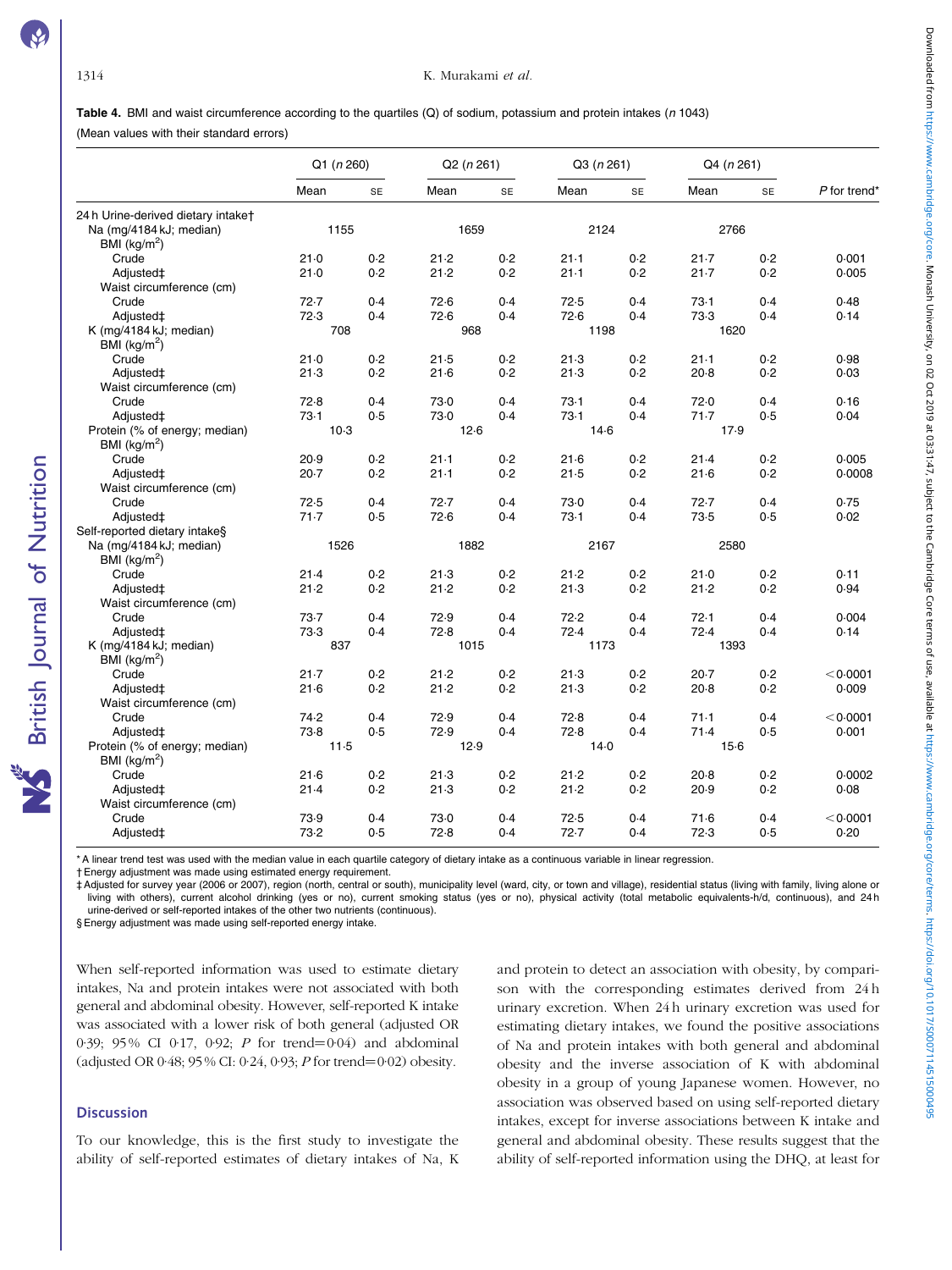**Table 4.** BMI and waist circumference according to the quartiles (Q) of sodium, potassium and protein intakes (*n* 1043)

(Mean values with their standard errors)

| | Q1 (*n* 260) | | Q2 (*n* 261) | | Q3 (*n* 261) | | Q4 (*n* 261) | | |
|---|---|---|---|---|---|---|---|---|---|
| | Mean | SE | Mean | SE | Mean | SE | Mean | SE | *P* for trend* |
| 24 h Urine-derived dietary intake† | | | | | | | | | |
| Na (mg/4184 kJ; median) | 1155 | | 1659 | | 2124 | | 2766 | | |
| BMI (kg/m$^2$) | | | | | | | | | |
| Crude | 21·0 | 0·2 | 21·2 | 0·2 | 21·1 | 0·2 | 21·7 | 0·2 | 0·001 |
| Adjusted‡ | 21·0 | 0·2 | 21·2 | 0·2 | 21·1 | 0·2 | 21·7 | 0·2 | 0·005 |
| Waist circumference (cm) | | | | | | | | | |
| Crude | 72·7 | 0·4 | 72·6 | 0·4 | 72·5 | 0·4 | 73·1 | 0·4 | 0·48 |
| Adjusted‡ | 72·3 | 0·4 | 72·6 | 0·4 | 72·6 | 0·4 | 73·3 | 0·4 | 0·14 |
| K (mg/4184 kJ; median) | 708 | | 968 | | 1198 | | 1620 | | |
| BMI (kg/m$^2$) | | | | | | | | | |
| Crude | 21·0 | 0·2 | 21·5 | 0·2 | 21·3 | 0·2 | 21·1 | 0·2 | 0·98 |
| Adjusted‡ | 21·3 | 0·2 | 21·6 | 0·2 | 21·3 | 0·2 | 20·8 | 0·2 | 0·03 |
| Waist circumference (cm) | | | | | | | | | |
| Crude | 72·8 | 0·4 | 73·0 | 0·4 | 73·1 | 0·4 | 72·0 | 0·4 | 0·16 |
| Adjusted‡ | 73·1 | 0·5 | 73·0 | 0·4 | 73·1 | 0·4 | 71·7 | 0·5 | 0·04 |
| Protein (% of energy; median) | 10·3 | | 12·6 | | 14·6 | | 17·9 | | |
| BMI (kg/m$^2$) | | | | | | | | | |
| Crude | 20·9 | 0·2 | 21·1 | 0·2 | 21·6 | 0·2 | 21·4 | 0·2 | 0·005 |
| Adjusted‡ | 20·7 | 0·2 | 21·1 | 0·2 | 21·5 | 0·2 | 21·6 | 0·2 | 0·0008 |
| Waist circumference (cm) | | | | | | | | | |
| Crude | 72·5 | 0·4 | 72·7 | 0·4 | 73·0 | 0·4 | 72·7 | 0·4 | 0·75 |
| Adjusted‡ | 71·7 | 0·5 | 72·6 | 0·4 | 73·1 | 0·4 | 73·5 | 0·5 | 0·02 |
| Self-reported dietary intake§ | | | | | | | | | |
| Na (mg/4184 kJ; median) | 1526 | | 1882 | | 2167 | | 2580 | | |
| BMI (kg/m$^2$) | | | | | | | | | |
| Crude | 21·4 | 0·2 | 21·3 | 0·2 | 21·2 | 0·2 | 21·0 | 0·2 | 0·11 |
| Adjusted‡ | 21·2 | 0·2 | 21·2 | 0·2 | 21·3 | 0·2 | 21·2 | 0·2 | 0·94 |
| Waist circumference (cm) | | | | | | | | | |
| Crude | 73·7 | 0·4 | 72·9 | 0·4 | 72·2 | 0·4 | 72·1 | 0·4 | 0·004 |
| Adjusted‡ | 73·3 | 0·4 | 72·8 | 0·4 | 72·4 | 0·4 | 72·4 | 0·4 | 0·14 |
| K (mg/4184 kJ; median) | 837 | | 1015 | | 1173 | | 1393 | | |
| BMI (kg/m$^2$) | | | | | | | | | |
| Crude | 21·7 | 0·2 | 21·2 | 0·2 | 21·3 | 0·2 | 20·7 | 0·2 | <0·0001 |
| Adjusted‡ | 21·6 | 0·2 | 21·2 | 0·2 | 21·3 | 0·2 | 20·8 | 0·2 | 0·009 |
| Waist circumference (cm) | | | | | | | | | |
| Crude | 74·2 | 0·4 | 72·9 | 0·4 | 72·8 | 0·4 | 71·1 | 0·4 | <0·0001 |
| Adjusted‡ | 73·8 | 0·5 | 72·9 | 0·4 | 72·8 | 0·4 | 71·4 | 0·5 | 0·001 |
| Protein (% of energy; median) | 11·5 | | 12·9 | | 14·0 | | 15·6 | | |
| BMI (kg/m$^2$) | | | | | | | | | |
| Crude | 21·6 | 0·2 | 21·3 | 0·2 | 21·2 | 0·2 | 20·8 | 0·2 | 0·0002 |
| Adjusted‡ | 21·4 | 0·2 | 21·3 | 0·2 | 21·2 | 0·2 | 20·9 | 0·2 | 0·08 |
| Waist circumference (cm) | | | | | | | | | |
| Crude | 73·9 | 0·4 | 73·0 | 0·4 | 72·5 | 0·4 | 71·6 | 0·4 | <0·0001 |
| Adjusted‡ | 73·2 | 0·5 | 72·8 | 0·4 | 72·7 | 0·4 | 72·3 | 0·5 | 0·20 |

\* A linear trend test was used with the median value in each quartile category of dietary intake as a continuous variable in linear regression.
† Energy adjustment was made using estimated energy requirement.
‡ Adjusted for survey year (2006 or 2007), region (north, central or south), municipality level (ward, city, or town and village), residential status (living with family, living alone or living with others), current alcohol drinking (yes or no), current smoking status (yes or no), physical activity (total metabolic equivalents-h/d, continuous), and 24 h urine-derived or self-reported intakes of the other two nutrients (continuous).
§ Energy adjustment was made using self-reported energy intake.

When self-reported information was used to estimate dietary intakes, Na and protein intakes were not associated with both general and abdominal obesity. However, self-reported K intake was associated with a lower risk of both general (adjusted OR 0·39; 95 % CI 0·17, 0·92; *P* for trend=0·04) and abdominal (adjusted OR 0·48; 95 % CI: 0·24, 0·93; *P* for trend=0·02) obesity.

## Discussion

To our knowledge, this is the first study to investigate the ability of self-reported estimates of dietary intakes of Na, K and protein to detect an association with obesity, by comparison with the corresponding estimates derived from 24 h urinary excretion. When 24 h urinary excretion was used for estimating dietary intakes, we found the positive associations of Na and protein intakes with both general and abdominal obesity and the inverse association of K with abdominal obesity in a group of young Japanese women. However, no association was observed based on using self-reported dietary intakes, except for inverse associations between K intake and general and abdominal obesity. These results suggest that the ability of self-reported information using the DHQ, at least for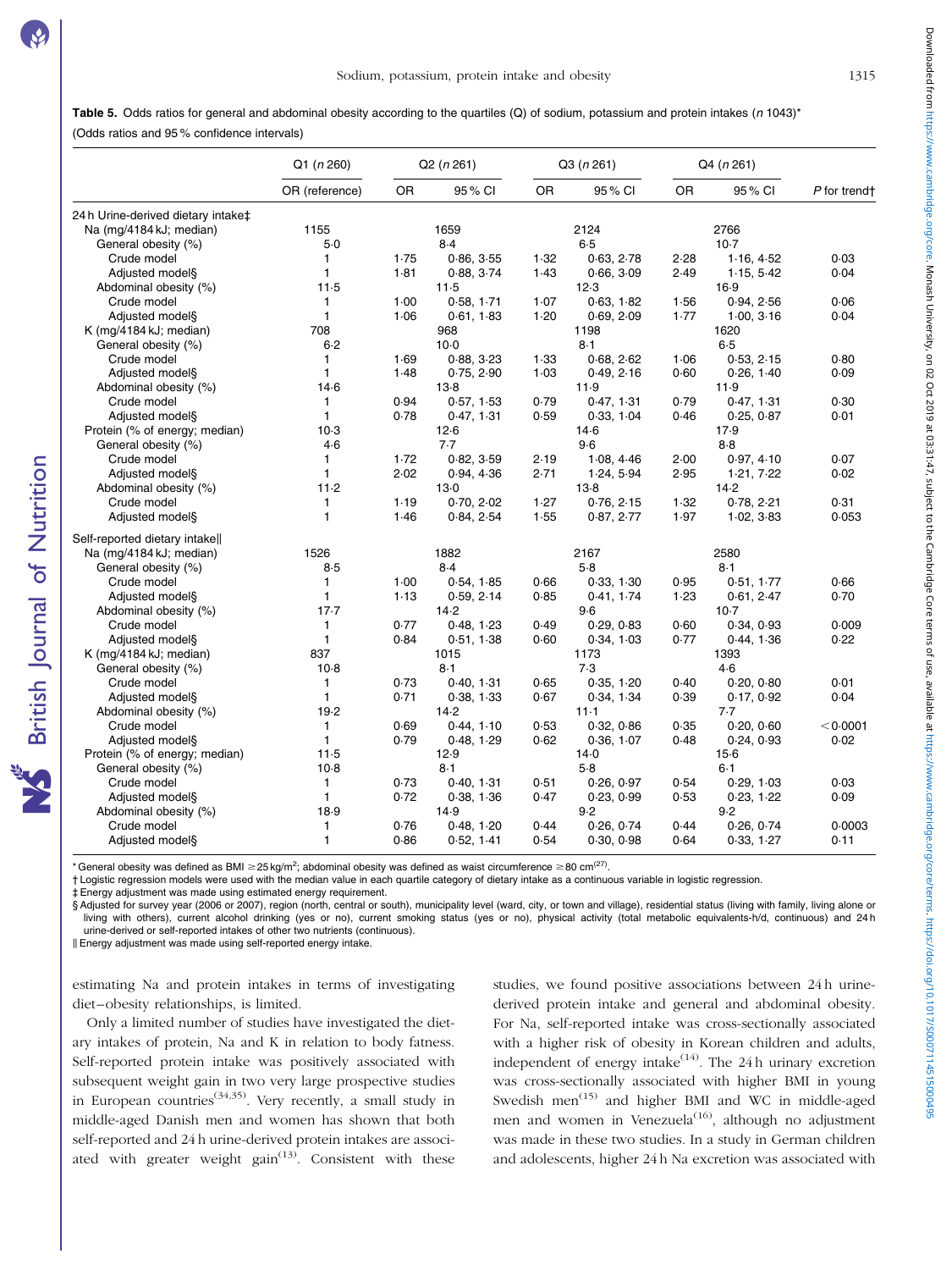**Table 5.** Odds ratios for general and abdominal obesity according to the quartiles (Q) of sodium, potassium and protein intakes (*n* 1043)*

(Odds ratios and 95 % confidence intervals)

| | Q1 (*n* 260) | Q2 (*n* 261) | | Q3 (*n* 261) | | Q4 (*n* 261) | | |
|---|---|---|---|---|---|---|---|---|
| | OR (reference) | OR | 95 % CI | OR | 95 % CI | OR | 95 % CI | *P* for trend† |
| 24 h Urine-derived dietary intake‡ | | | | | | | | |
| Na (mg/4184 kJ; median) | 1155 | 1659 | | 2124 | | 2766 | | |
| General obesity (%) | 5·0 | 8·4 | | 6·5 | | 10·7 | | |
| Crude model | 1 | 1·75 | 0·86, 3·55 | 1·32 | 0·63, 2·78 | 2·28 | 1·16, 4·52 | 0·03 |
| Adjusted model§ | 1 | 1·81 | 0·88, 3·74 | 1·43 | 0·66, 3·09 | 2·49 | 1·15, 5·42 | 0·04 |
| Abdominal obesity (%) | 11·5 | 11·5 | | 12·3 | | 16·9 | | |
| Crude model | 1 | 1·00 | 0·58, 1·71 | 1·07 | 0·63, 1·82 | 1·56 | 0·94, 2·56 | 0·06 |
| Adjusted model§ | 1 | 1·06 | 0·61, 1·83 | 1·20 | 0·69, 2·09 | 1·77 | 1·00, 3·16 | 0·04 |
| K (mg/4184 kJ; median) | 708 | 968 | | 1198 | | 1620 | | |
| General obesity (%) | 6·2 | 10·0 | | 8·1 | | 6·5 | | |
| Crude model | 1 | 1·69 | 0·88, 3·23 | 1·33 | 0·68, 2·62 | 1·06 | 0·53, 2·15 | 0·80 |
| Adjusted model§ | 1 | 1·48 | 0·75, 2·90 | 1·03 | 0·49, 2·16 | 0·60 | 0·26, 1·40 | 0·09 |
| Abdominal obesity (%) | 14·6 | 13·8 | | 11·9 | | 11·9 | | |
| Crude model | 1 | 0·94 | 0·57, 1·53 | 0·79 | 0·47, 1·31 | 0·79 | 0·47, 1·31 | 0·30 |
| Adjusted model§ | 1 | 0·78 | 0·47, 1·31 | 0·59 | 0·33, 1·04 | 0·46 | 0·25, 0·87 | 0·01 |
| Protein (% of energy; median) | 10·3 | 12·6 | | 14·6 | | 17·9 | | |
| General obesity (%) | 4·6 | 7·7 | | 9·6 | | 8·8 | | |
| Crude model | 1 | 1·72 | 0·82, 3·59 | 2·19 | 1·08, 4·46 | 2·00 | 0·97, 4·10 | 0·07 |
| Adjusted model§ | 1 | 2·02 | 0·94, 4·36 | 2·71 | 1·24, 5·94 | 2·95 | 1·21, 7·22 | 0·02 |
| Abdominal obesity (%) | 11·2 | 13·0 | | 13·8 | | 14·2 | | |
| Crude model | 1 | 1·19 | 0·70, 2·02 | 1·27 | 0·76, 2·15 | 1·32 | 0·78, 2·21 | 0·31 |
| Adjusted model§ | 1 | 1·46 | 0·84, 2·54 | 1·55 | 0·87, 2·77 | 1·97 | 1·02, 3·83 | 0·053 |
| Self-reported dietary intake‖ | | | | | | | | |
| Na (mg/4184 kJ; median) | 1526 | 1882 | | 2167 | | 2580 | | |
| General obesity (%) | 8·5 | 8·4 | | 5·8 | | 8·1 | | |
| Crude model | 1 | 1·00 | 0·54, 1·85 | 0·66 | 0·33, 1·30 | 0·95 | 0·51, 1·77 | 0·66 |
| Adjusted model§ | 1 | 1·13 | 0·59, 2·14 | 0·85 | 0·41, 1·74 | 1·23 | 0·61, 2·47 | 0·70 |
| Abdominal obesity (%) | 17·7 | 14·2 | | 9·6 | | 10·7 | | |
| Crude model | 1 | 0·77 | 0·48, 1·23 | 0·49 | 0·29, 0·83 | 0·60 | 0·34, 0·93 | 0·009 |
| Adjusted model§ | 1 | 0·84 | 0·51, 1·38 | 0·60 | 0·34, 1·03 | 0·77 | 0·44, 1·36 | 0·22 |
| K (mg/4184 kJ; median) | 837 | 1015 | | 1173 | | 1393 | | |
| General obesity (%) | 10·8 | 8·1 | | 7·3 | | 4·6 | | |
| Crude model | 1 | 0·73 | 0·40, 1·31 | 0·65 | 0·35, 1·20 | 0·40 | 0·20, 0·80 | 0·01 |
| Adjusted model§ | 1 | 0·71 | 0·38, 1·33 | 0·67 | 0·34, 1·34 | 0·39 | 0·17, 0·92 | 0·04 |
| Abdominal obesity (%) | 19·2 | 14·2 | | 11·1 | | 7·7 | | |
| Crude model | 1 | 0·69 | 0·44, 1·10 | 0·53 | 0·32, 0·86 | 0·35 | 0·20, 0·60 | <0·0001 |
| Adjusted model§ | 1 | 0·79 | 0·48, 1·29 | 0·62 | 0·36, 1·07 | 0·48 | 0·24, 0·93 | 0·02 |
| Protein (% of energy; median) | 11·5 | 12·9 | | 14·0 | | 15·6 | | |
| General obesity (%) | 10·8 | 8·1 | | 5·8 | | 6·1 | | |
| Crude model | 1 | 0·73 | 0·40, 1·31 | 0·51 | 0·26, 0·97 | 0·54 | 0·29, 1·03 | 0·03 |
| Adjusted model§ | 1 | 0·72 | 0·38, 1·36 | 0·47 | 0·23, 0·99 | 0·53 | 0·23, 1·22 | 0·09 |
| Abdominal obesity (%) | 18·9 | 14·9 | | 9·2 | | 9·2 | | |
| Crude model | 1 | 0·76 | 0·48, 1·20 | 0·44 | 0·26, 0·74 | 0·44 | 0·26, 0·74 | 0·0003 |
| Adjusted model§ | 1 | 0·86 | 0·52, 1·41 | 0·54 | 0·30, 0·98 | 0·64 | 0·33, 1·27 | 0·11 |

\* General obesity was defined as BMI ≥25 kg/m$^2$; abdominal obesity was defined as waist circumference ≥80 cm[27].

† Logistic regression models were used with the median value in each quartile category of dietary intake as a continuous variable in logistic regression.

‡ Energy adjustment was made using estimated energy requirement.

§ Adjusted for survey year (2006 or 2007), region (north, central or south), municipality level (ward, city, or town and village), residential status (living with family, living alone or living with others), current alcohol drinking (yes or no), current smoking status (yes or no), physical activity (total metabolic equivalents-h/d, continuous) and 24 h urine-derived or self-reported intakes of other two nutrients (continuous).

‖ Energy adjustment was made using self-reported energy intake.

estimating Na and protein intakes in terms of investigating diet–obesity relationships, is limited.

Only a limited number of studies have investigated the dietary intakes of protein, Na and K in relation to body fatness. Self-reported protein intake was positively associated with subsequent weight gain in two very large prospective studies in European countries[34,35]. Very recently, a small study in middle-aged Danish men and women has shown that both self-reported and 24 h urine-derived protein intakes are associated with greater weight gain[13]. Consistent with these studies, we found positive associations between 24 h urine-derived protein intake and general and abdominal obesity. For Na, self-reported intake was cross-sectionally associated with a higher risk of obesity in Korean children and adults, independent of energy intake[14]. The 24 h urinary excretion was cross-sectionally associated with higher BMI in young Swedish men[15] and higher BMI and WC in middle-aged men and women in Venezuela[16], although no adjustment was made in these two studies. In a study in German children and adolescents, higher 24 h Na excretion was associated with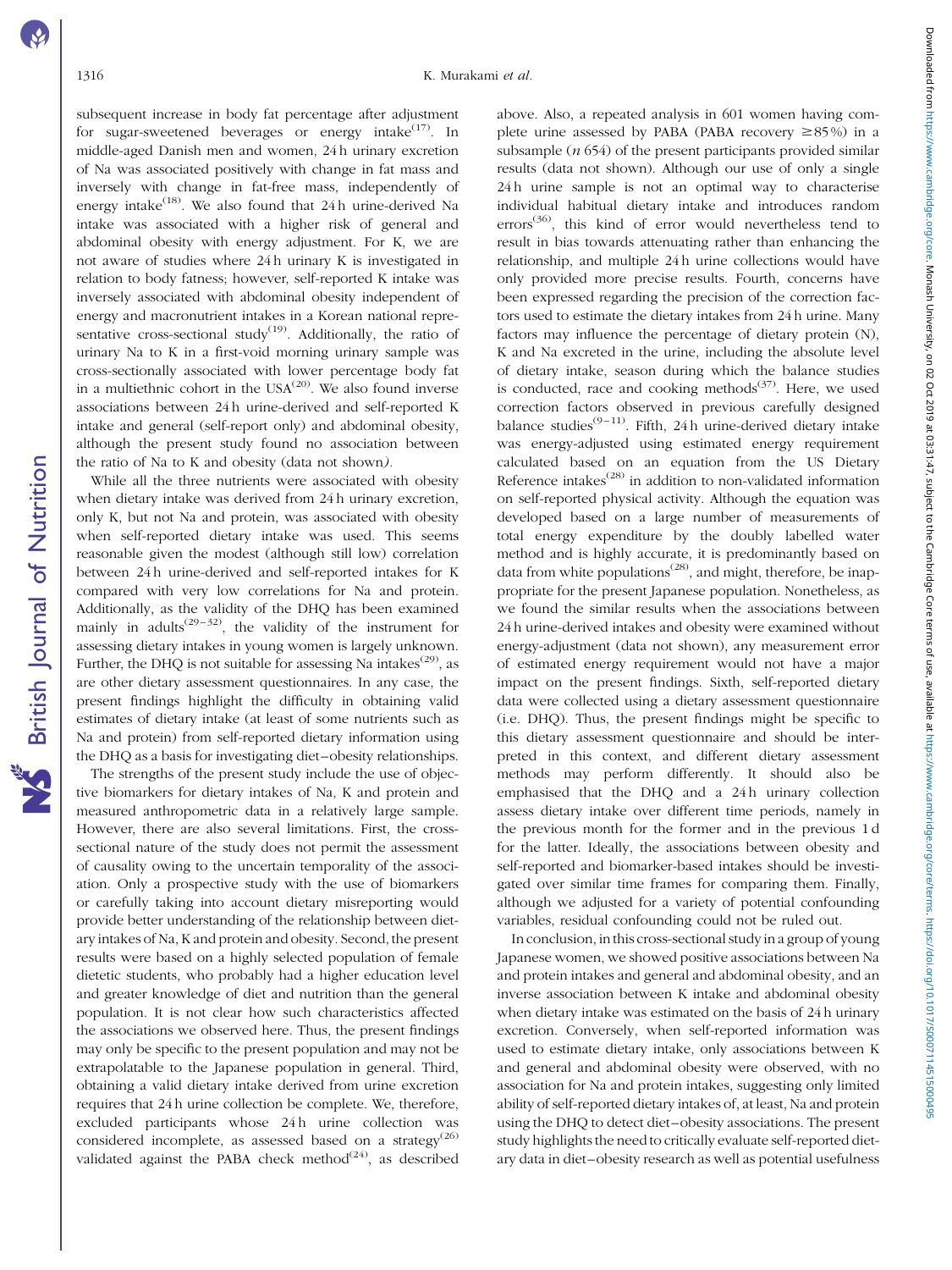subsequent increase in body fat percentage after adjustment for sugar-sweetened beverages or energy intake[17]. In middle-aged Danish men and women, 24 h urinary excretion of Na was associated positively with change in fat mass and inversely with change in fat-free mass, independently of energy intake[18]. We also found that 24 h urine-derived Na intake was associated with a higher risk of general and abdominal obesity with energy adjustment. For K, we are not aware of studies where 24 h urinary K is investigated in relation to body fatness; however, self-reported K intake was inversely associated with abdominal obesity independent of energy and macronutrient intakes in a Korean national representative cross-sectional study[19]. Additionally, the ratio of urinary Na to K in a first-void morning urinary sample was cross-sectionally associated with lower percentage body fat in a multiethnic cohort in the USA[20]. We also found inverse associations between 24 h urine-derived and self-reported K intake and general (self-report only) and abdominal obesity, although the present study found no association between the ratio of Na to K and obesity (data not shown).

While all the three nutrients were associated with obesity when dietary intake was derived from 24 h urinary excretion, only K, but not Na and protein, was associated with obesity when self-reported dietary intake was used. This seems reasonable given the modest (although still low) correlation between 24 h urine-derived and self-reported intakes for K compared with very low correlations for Na and protein. Additionally, as the validity of the DHQ has been examined mainly in adults[29–32], the validity of the instrument for assessing dietary intakes in young women is largely unknown. Further, the DHQ is not suitable for assessing Na intakes[29], as are other dietary assessment questionnaires. In any case, the present findings highlight the difficulty in obtaining valid estimates of dietary intake (at least of some nutrients such as Na and protein) from self-reported dietary information using the DHQ as a basis for investigating diet–obesity relationships.

The strengths of the present study include the use of objective biomarkers for dietary intakes of Na, K and protein and measured anthropometric data in a relatively large sample. However, there are also several limitations. First, the cross-sectional nature of the study does not permit the assessment of causality owing to the uncertain temporality of the association. Only a prospective study with the use of biomarkers or carefully taking into account dietary misreporting would provide better understanding of the relationship between dietary intakes of Na, K and protein and obesity. Second, the present results were based on a highly selected population of female dietetic students, who probably had a higher education level and greater knowledge of diet and nutrition than the general population. It is not clear how such characteristics affected the associations we observed here. Thus, the present findings may only be specific to the present population and may not be extrapolatable to the Japanese population in general. Third, obtaining a valid dietary intake derived from urine excretion requires that 24 h urine collection be complete. We, therefore, excluded participants whose 24 h urine collection was considered incomplete, as assessed based on a strategy[26] validated against the PABA check method[24], as described above. Also, a repeated analysis in 601 women having complete urine assessed by PABA (PABA recovery ≥85 %) in a subsample (*n* 654) of the present participants provided similar results (data not shown). Although our use of only a single 24 h urine sample is not an optimal way to characterise individual habitual dietary intake and introduces random errors[36], this kind of error would nevertheless tend to result in bias towards attenuating rather than enhancing the relationship, and multiple 24 h urine collections would have only provided more precise results. Fourth, concerns have been expressed regarding the precision of the correction factors used to estimate the dietary intakes from 24 h urine. Many factors may influence the percentage of dietary protein (N), K and Na excreted in the urine, including the absolute level of dietary intake, season during which the balance studies is conducted, race and cooking methods[37]. Here, we used correction factors observed in previous carefully designed balance studies[9–11]. Fifth, 24 h urine-derived dietary intake was energy-adjusted using estimated energy requirement calculated based on an equation from the US Dietary Reference intakes[28] in addition to non-validated information on self-reported physical activity. Although the equation was developed based on a large number of measurements of total energy expenditure by the doubly labelled water method and is highly accurate, it is predominantly based on data from white populations[28], and might, therefore, be inappropriate for the present Japanese population. Nonetheless, as we found the similar results when the associations between 24 h urine-derived intakes and obesity were examined without energy-adjustment (data not shown), any measurement error of estimated energy requirement would not have a major impact on the present findings. Sixth, self-reported dietary data were collected using a dietary assessment questionnaire (i.e. DHQ). Thus, the present findings might be specific to this dietary assessment questionnaire and should be interpreted in this context, and different dietary assessment methods may perform differently. It should also be emphasised that the DHQ and a 24 h urinary collection assess dietary intake over different time periods, namely in the previous month for the former and in the previous 1 d for the latter. Ideally, the associations between obesity and self-reported and biomarker-based intakes should be investigated over similar time frames for comparing them. Finally, although we adjusted for a variety of potential confounding variables, residual confounding could not be ruled out.

In conclusion, in this cross-sectional study in a group of young Japanese women, we showed positive associations between Na and protein intakes and general and abdominal obesity, and an inverse association between K intake and abdominal obesity when dietary intake was estimated on the basis of 24 h urinary excretion. Conversely, when self-reported information was used to estimate dietary intake, only associations between K and general and abdominal obesity were observed, with no association for Na and protein intakes, suggesting only limited ability of self-reported dietary intakes of, at least, Na and protein using the DHQ to detect diet–obesity associations. The present study highlights the need to critically evaluate self-reported dietary data in diet–obesity research as well as potential usefulness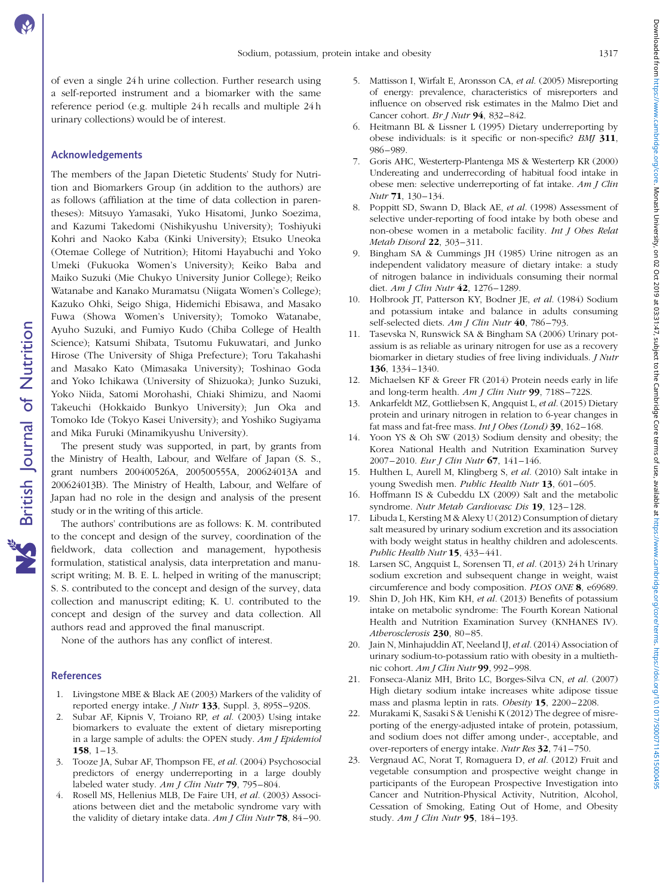of even a single 24 h urine collection. Further research using a self-reported instrument and a biomarker with the same reference period (e.g. multiple 24 h recalls and multiple 24 h urinary collections) would be of interest.

## Acknowledgements

The members of the Japan Dietetic Students' Study for Nutrition and Biomarkers Group (in addition to the authors) are as follows (affiliation at the time of data collection in parentheses): Mitsuyo Yamasaki, Yuko Hisatomi, Junko Soezima, and Kazumi Takedomi (Nishikyushu University); Toshiyuki Kohri and Naoko Kaba (Kinki University); Etsuko Uneoka (Otemae College of Nutrition); Hitomi Hayabuchi and Yoko Umeki (Fukuoka Women's University); Keiko Baba and Maiko Suzuki (Mie Chukyo University Junior College); Reiko Watanabe and Kanako Muramatsu (Niigata Women's College); Kazuko Ohki, Seigo Shiga, Hidemichi Ebisawa, and Masako Fuwa (Showa Women's University); Tomoko Watanabe, Ayuho Suzuki, and Fumiyo Kudo (Chiba College of Health Science); Katsumi Shibata, Tsutomu Fukuwatari, and Junko Hirose (The University of Shiga Prefecture); Toru Takahashi and Masako Kato (Mimasaka University); Toshinao Goda and Yoko Ichikawa (University of Shizuoka); Junko Suzuki, Yoko Niida, Satomi Morohashi, Chiaki Shimizu, and Naomi Takeuchi (Hokkaido Bunkyo University); Jun Oka and Tomoko Ide (Tokyo Kasei University); and Yoshiko Sugiyama and Mika Furuki (Minamikyushu University).

The present study was supported, in part, by grants from the Ministry of Health, Labour, and Welfare of Japan (S. S., grant numbers 200400526A, 200500555A, 200624013A and 200624013B). The Ministry of Health, Labour, and Welfare of Japan had no role in the design and analysis of the present study or in the writing of this article.

The authors' contributions are as follows: K. M. contributed to the concept and design of the survey, coordination of the fieldwork, data collection and management, hypothesis formulation, statistical analysis, data interpretation and manuscript writing; M. B. E. L. helped in writing of the manuscript; S. S. contributed to the concept and design of the survey, data collection and manuscript editing; K. U. contributed to the concept and design of the survey and data collection. All authors read and approved the final manuscript.

None of the authors has any conflict of interest.

## References

1. Livingstone MBE & Black AE (2003) Markers of the validity of reported energy intake. *J Nutr* **133**, Suppl. 3, 895S–920S.
2. Subar AF, Kipnis V, Troiano RP, *et al.* (2003) Using intake biomarkers to evaluate the extent of dietary misreporting in a large sample of adults: the OPEN study. *Am J Epidemiol* **158**, 1–13.
3. Tooze JA, Subar AF, Thompson FE, *et al.* (2004) Psychosocial predictors of energy underreporting in a large doubly labeled water study. *Am J Clin Nutr* **79**, 795–804.
4. Rosell MS, Hellenius MLB, De Faire UH, *et al.* (2003) Associations between diet and the metabolic syndrome vary with the validity of dietary intake data. *Am J Clin Nutr* **78**, 84–90.
5. Mattisson I, Wirfalt E, Aronsson CA, *et al.* (2005) Misreporting of energy: prevalence, characteristics of misreporters and influence on observed risk estimates in the Malmo Diet and Cancer cohort. *Br J Nutr* **94**, 832–842.
6. Heitmann BL & Lissner L (1995) Dietary underreporting by obese individuals: is it specific or non-specific? *BMJ* **311**, 986–989.
7. Goris AHC, Westerterp-Plantenga MS & Westerterp KR (2000) Undereating and underrecording of habitual food intake in obese men: selective underreporting of fat intake. *Am J Clin Nutr* **71**, 130–134.
8. Poppitt SD, Swann D, Black AE, *et al.* (1998) Assessment of selective under-reporting of food intake by both obese and non-obese women in a metabolic facility. *Int J Obes Relat Metab Disord* **22**, 303–311.
9. Bingham SA & Cummings JH (1985) Urine nitrogen as an independent validatory measure of dietary intake: a study of nitrogen balance in individuals consuming their normal diet. *Am J Clin Nutr* **42**, 1276–1289.
10. Holbrook JT, Patterson KY, Bodner JE, *et al.* (1984) Sodium and potassium intake and balance in adults consuming self-selected diets. *Am J Clin Nutr* **40**, 786–793.
11. Tasevska N, Runswick SA & Bingham SA (2006) Urinary potassium is as reliable as urinary nitrogen for use as a recovery biomarker in dietary studies of free living individuals. *J Nutr* **136**, 1334–1340.
12. Michaelsen KF & Greer FR (2014) Protein needs early in life and long-term health. *Am J Clin Nutr* **99**, 718S–722S.
13. Ankarfeldt MZ, Gottliebsen K, Angquist L, *et al.* (2015) Dietary protein and urinary nitrogen in relation to 6-year changes in fat mass and fat-free mass. *Int J Obes (Lond)* **39**, 162–168.
14. Yoon YS & Oh SW (2013) Sodium density and obesity; the Korea National Health and Nutrition Examination Survey 2007–2010. *Eur J Clin Nutr* **67**, 141–146.
15. Hulthen L, Aurell M, Klingberg S, *et al.* (2010) Salt intake in young Swedish men. *Public Health Nutr* **13**, 601–605.
16. Hoffmann IS & Cubeddu LX (2009) Salt and the metabolic syndrome. *Nutr Metab Cardiovasc Dis* **19**, 123–128.
17. Libuda L, Kersting M & Alexy U (2012) Consumption of dietary salt measured by urinary sodium excretion and its association with body weight status in healthy children and adolescents. *Public Health Nutr* **15**, 433–441.
18. Larsen SC, Angquist L, Sorensen TI, *et al.* (2013) 24 h Urinary sodium excretion and subsequent change in weight, waist circumference and body composition. *PLOS ONE* **8**, e69689.
19. Shin D, Joh HK, Kim KH, *et al.* (2013) Benefits of potassium intake on metabolic syndrome: The Fourth Korean National Health and Nutrition Examination Survey (KNHANES IV). *Atherosclerosis* **230**, 80–85.
20. Jain N, Minhajuddin AT, Neeland IJ, *et al.* (2014) Association of urinary sodium-to-potassium ratio with obesity in a multiethnic cohort. *Am J Clin Nutr* **99**, 992–998.
21. Fonseca-Alaniz MH, Brito LC, Borges-Silva CN, *et al.* (2007) High dietary sodium intake increases white adipose tissue mass and plasma leptin in rats. *Obesity* **15**, 2200–2208.
22. Murakami K, Sasaki S & Uenishi K (2012) The degree of misreporting of the energy-adjusted intake of protein, potassium, and sodium does not differ among under-, acceptable, and over-reporters of energy intake. *Nutr Res* **32**, 741–750.
23. Vergnaud AC, Norat T, Romaguera D, *et al.* (2012) Fruit and vegetable consumption and prospective weight change in participants of the European Prospective Investigation into Cancer and Nutrition-Physical Activity, Nutrition, Alcohol, Cessation of Smoking, Eating Out of Home, and Obesity study. *Am J Clin Nutr* **95**, 184–193.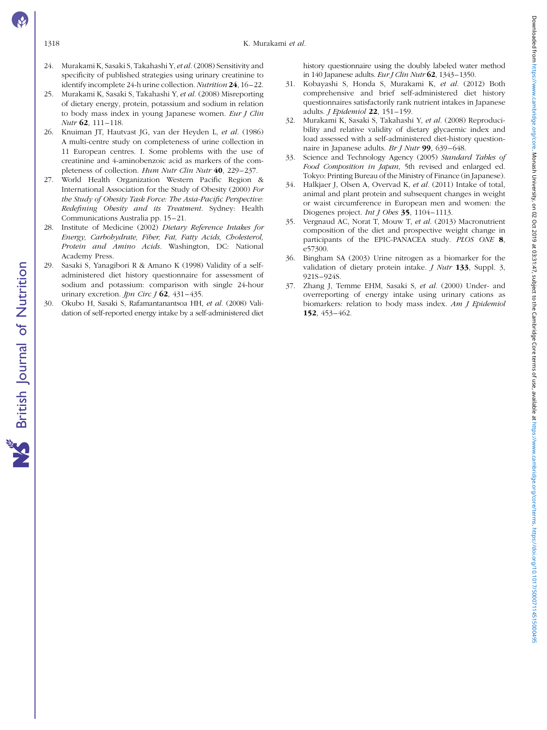24. Murakami K, Sasaki S, Takahashi Y, *et al.* (2008) Sensitivity and specificity of published strategies using urinary creatinine to identify incomplete 24-h urine collection. *Nutrition* **24**, 16–22.
25. Murakami K, Sasaki S, Takahashi Y, *et al.* (2008) Misreporting of dietary energy, protein, potassium and sodium in relation to body mass index in young Japanese women. *Eur J Clin Nutr* **62**, 111–118.
26. Knuiman JT, Hautvast JG, van der Heyden L, *et al.* (1986) A multi-centre study on completeness of urine collection in 11 European centres. I. Some problems with the use of creatinine and 4-aminobenzoic acid as markers of the completeness of collection. *Hum Nutr Clin Nutr* **40**, 229–237.
27. World Health Organization Western Pacific Region & International Association for the Study of Obesity (2000) *For the Study of Obesity Task Force: The Asia-Pacific Perspective: Redefining Obesity and its Treatment*. Sydney: Health Communications Australia pp. 15–21.
28. Institute of Medicine (2002) *Dietary Reference Intakes for Energy, Carbohydrate, Fiber, Fat, Fatty Acids, Cholesterol, Protein and Amino Acids*. Washington, DC: National Academy Press.
29. Sasaki S, Yanagibori R & Amano K (1998) Validity of a self-administered diet history questionnaire for assessment of sodium and potassium: comparison with single 24-hour urinary excretion. *Jpn Circ J* **62**, 431–435.
30. Okubo H, Sasaki S, Rafamantanantsoa HH, *et al.* (2008) Validation of self-reported energy intake by a self-administered diet history questionnaire using the doubly labeled water method in 140 Japanese adults. *Eur J Clin Nutr* **62**, 1343–1350.
31. Kobayashi S, Honda S, Murakami K, *et al.* (2012) Both comprehensive and brief self-administered diet history questionnaires satisfactorily rank nutrient intakes in Japanese adults. *J Epidemiol* **22**, 151–159.
32. Murakami K, Sasaki S, Takahashi Y, *et al.* (2008) Reproducibility and relative validity of dietary glycaemic index and load assessed with a self-administered diet-history questionnaire in Japanese adults. *Br J Nutr* **99**, 639–648.
33. Science and Technology Agency (2005) *Standard Tables of Food Composition in Japan*, 5th revised and enlarged ed. Tokyo: Printing Bureau of the Ministry of Finance (in Japanese).
34. Halkjaer J, Olsen A, Overvad K, *et al.* (2011) Intake of total, animal and plant protein and subsequent changes in weight or waist circumference in European men and women: the Diogenes project. *Int J Obes* **35**, 1104–1113.
35. Vergnaud AC, Norat T, Mouw T, *et al.* (2013) Macronutrient composition of the diet and prospective weight change in participants of the EPIC-PANACEA study. *PLOS ONE* **8**, e57300.
36. Bingham SA (2003) Urine nitrogen as a biomarker for the validation of dietary protein intake. *J Nutr* **133**, Suppl. 3, 921S–924S.
37. Zhang J, Temme EHM, Sasaki S, *et al.* (2000) Under- and overreporting of energy intake using urinary cations as biomarkers: relation to body mass index. *Am J Epidemiol* **152**, 453–462.